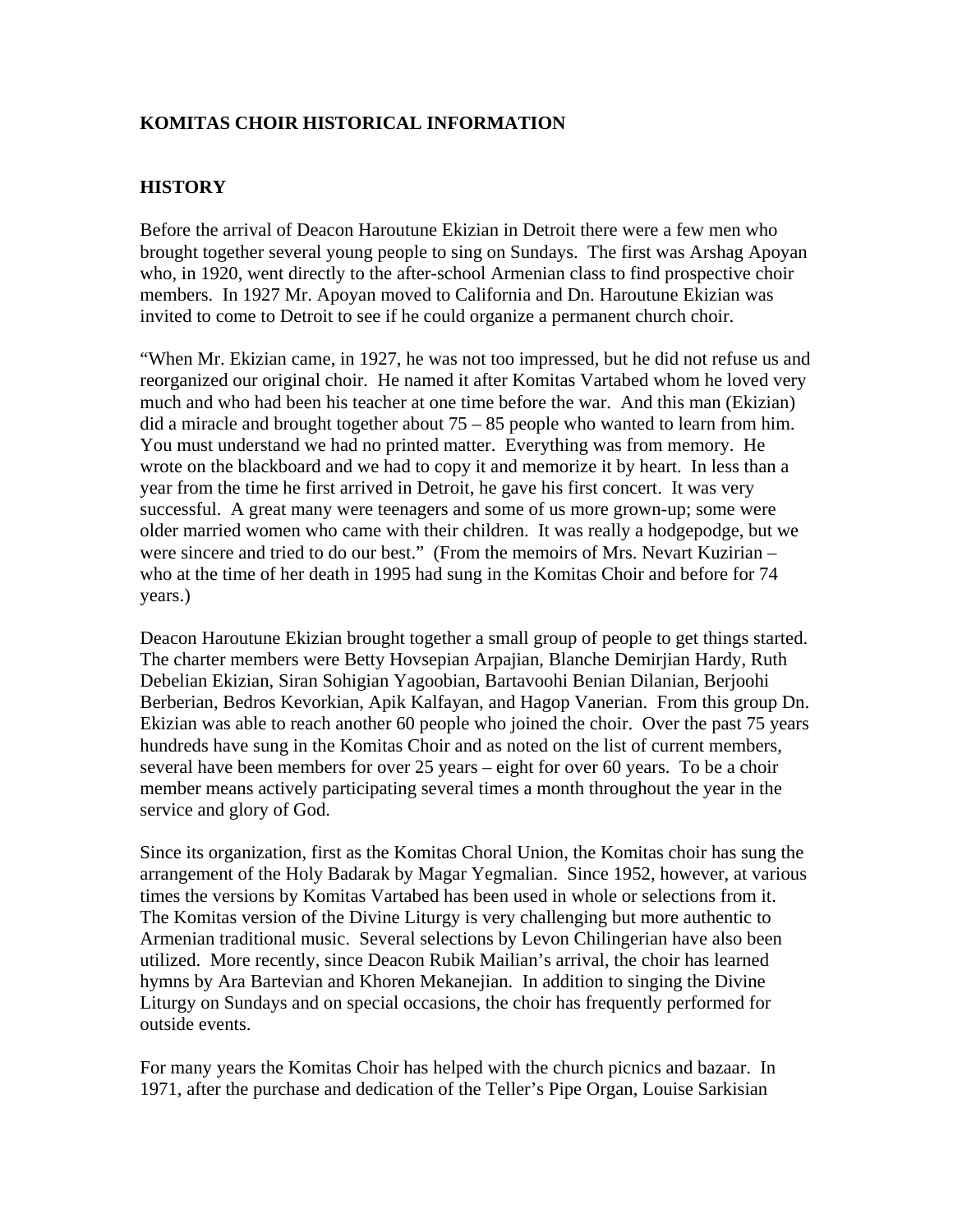## KOMITAS CHOIR HISTORICAL INFORMATION

## HISTORY

Before the arrival of Deacon Haroutune Ekizian in Detroit there were a few men who brought together several young people to sing on Sundays. The first was Arshag Apoyan who, in 1920, went directly to the after-school Armenian class to find prospective choir members. In 1927 Mr. Apoyan moved to California and Dn. Haroutune Ekizian was invited to come to Detroit to see if he could organize a permanent church choir.

"When Mr. Ekizian came, in 1927, he was not too impressed, but he did not refuse us and reorganized our original choir. He named it after Komitas Vartabed whom he loved very much and who had been his teacher at one time before the war. And this man (Ekizian) did a miracle and brought together about 75 – 85 people who wanted to learn from him. You must understand we had no printed matter. Everything was from memory. He wrote on the blackboard and we had to copy it and memorize it by heart. In less than a year from the time he first arrived in Detroit, he gave his first concert. It was very successful. A great many were teenagers and some of us more grown-up; some were older married women who came with their children. It was really a hodgepodge, but we were sincere and tried to do our best." (From the memoirs of Mrs. Nevart Kuzirian – who at the time of her death in 1995 had sung in the Komitas Choir and before for 74 years.)

Deacon Haroutune Ekizian brought together a small group of people to get things started. The charter members were Betty Hovsepian Arpajian, Blanche Demirjian Hardy, Ruth Debelian Ekizian, Siran Sohigian Yagoobian, Bartavoohi Benian Dilanian, Berjoohi Berberian, Bedros Kevorkian, Apik Kalfayan, and Hagop Vanerian. From this group Dn. Ekizian was able to reach another 60 people who joined the choir. Over the past 75 years hundreds have sung in the Komitas Choir and as noted on the list of current members, several have been members for over 25 years – eight for over 60 years. To be a choir member means actively participating several times a month throughout the year in the service and glory of God.

Since its organization, first as the Komitas Choral Union, the Komitas choir has sung the arrangement of the Holy Badarak by Magar Yegmalian. Since 1952, however, at various times the versions by Komitas Vartabed has been used in whole or selections from it. The Komitas version of the Divine Liturgy is very challenging but more authentic to Armenian traditional music. Several selections by Levon Chilingerian have also been utilized. More recently, since Deacon Rubik Mailian's arrival, the choir has learned hymns by Ara Bartevian and Khoren Mekanejian. In addition to singing the Divine Liturgy on Sundays and on special occasions, the choir has frequently performed for outside events.

For many years the Komitas Choir has helped with the church picnics and bazaar. In 1971, after the purchase and dedication of the Teller's Pipe Organ, Louise Sarkisian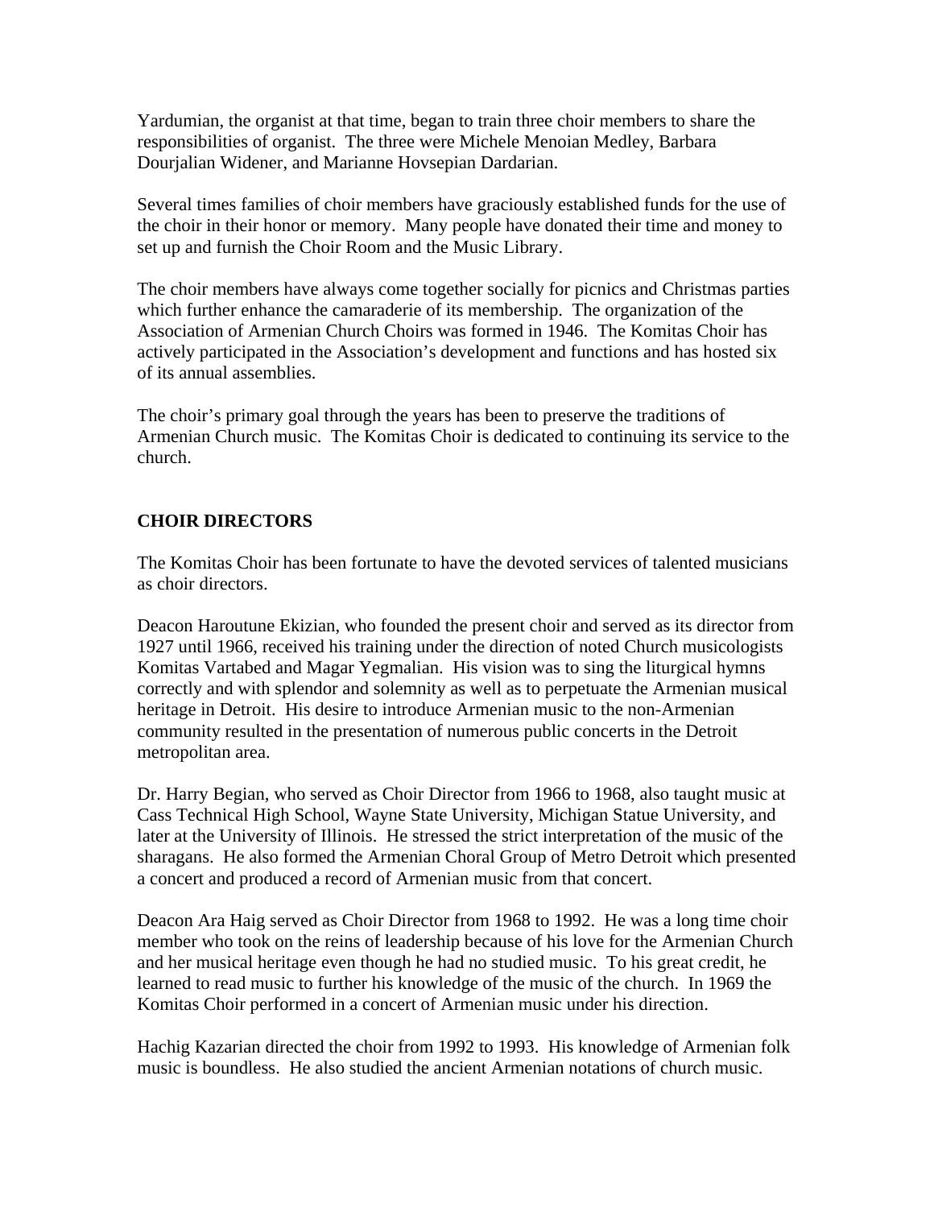Yardumian, the organist at that time, began to train three choir members to share the responsibilities of organist. The three were Michele Menoian Medley, Barbara Dourjalian Widener, and Marianne Hovsepian Dardarian.

Several times families of choir members have graciously established funds for the use of the choir in their honor or memory. Many people have donated their time and money to set up and furnish the Choir Room and the Music Library.

The choir members have always come together socially for picnics and Christmas parties which further enhance the camaraderie of its membership. The organization of the Association of Armenian Church Choirs was formed in 1946. The Komitas Choir has actively participated in the Association's development and functions and has hosted six of its annual assemblies.

The choir's primary goal through the years has been to preserve the traditions of Armenian Church music. The Komitas Choir is dedicated to continuing its service to the church.

**CHOIR DIRECTORS**

The Komitas Choir has been fortunate to have the devoted services of talented musicians as choir directors.

Deacon Haroutune Ekizian, who founded the present choir and served as its director from 1927 until 1966, received his training under the direction of noted Church musicologists Komitas Vartabed and Magar Yegmalian. His vision was to sing the liturgical hymns correctly and with splendor and solemnity as well as to perpetuate the Armenian musical heritage in Detroit. His desire to introduce Armenian music to the non-Armenian community resulted in the presentation of numerous public concerts in the Detroit metropolitan area.

Dr. Harry Begian, who served as Choir Director from 1966 to 1968, also taught music at Cass Technical High School, Wayne State University, Michigan Statue University, and later at the University of Illinois. He stressed the strict interpretation of the music of the sharagans. He also formed the Armenian Choral Group of Metro Detroit which presented a concert and produced a record of Armenian music from that concert.

Deacon Ara Haig served as Choir Director from 1968 to 1992. He was a long time choir member who took on the reins of leadership because of his love for the Armenian Church and her musical heritage even though he had no studied music. To his great credit, he learned to read music to further his knowledge of the music of the church. In 1969 the Komitas Choir performed in a concert of Armenian music under his direction.

Hachig Kazarian directed the choir from 1992 to 1993. His knowledge of Armenian folk music is boundless. He also studied the ancient Armenian notations of church music.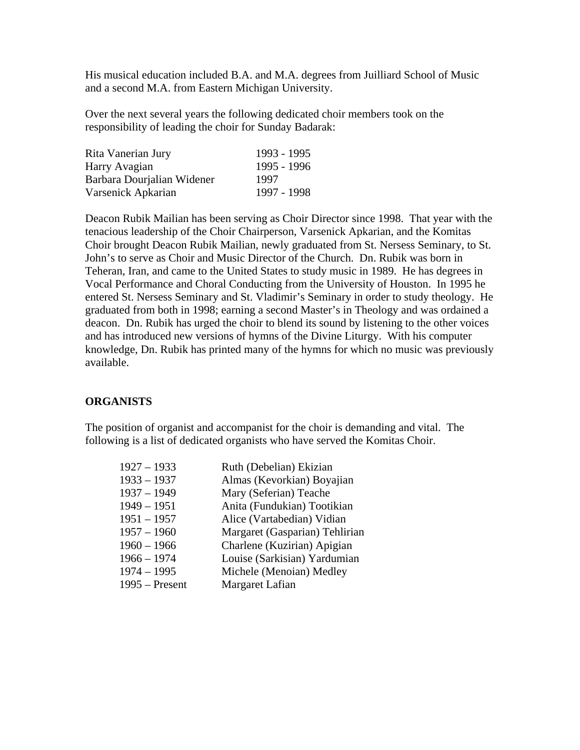His musical education included B.A. and M.A. degrees from Juilliard School of Music and a second M.A. from Eastern Michigan University.

Over the next several years the following dedicated choir members took on the responsibility of leading the choir for Sunday Badarak:

| | |
|---|---|
| Rita Vanerian Jury | 1993 - 1995 |
| Harry Avagian | 1995 - 1996 |
| Barbara Dourjalian Widener | 1997 |
| Varsenick Apkarian | 1997 - 1998 |

Deacon Rubik Mailian has been serving as Choir Director since 1998. That year with the tenacious leadership of the Choir Chairperson, Varsenick Apkarian, and the Komitas Choir brought Deacon Rubik Mailian, newly graduated from St. Nersess Seminary, to St. John's to serve as Choir and Music Director of the Church. Dn. Rubik was born in Teheran, Iran, and came to the United States to study music in 1989. He has degrees in Vocal Performance and Choral Conducting from the University of Houston. In 1995 he entered St. Nersess Seminary and St. Vladimir's Seminary in order to study theology. He graduated from both in 1998; earning a second Master's in Theology and was ordained a deacon. Dn. Rubik has urged the choir to blend its sound by listening to the other voices and has introduced new versions of hymns of the Divine Liturgy. With his computer knowledge, Dn. Rubik has printed many of the hymns for which no music was previously available.

## ORGANISTS

The position of organist and accompanist for the choir is demanding and vital. The following is a list of dedicated organists who have served the Komitas Choir.

| | |
|---|---|
| 1927 – 1933 | Ruth (Debelian) Ekizian |
| 1933 – 1937 | Almas (Kevorkian) Boyajian |
| 1937 – 1949 | Mary (Seferian) Teache |
| 1949 – 1951 | Anita (Fundukian) Tootikian |
| 1951 – 1957 | Alice (Vartabedian) Vidian |
| 1957 – 1960 | Margaret (Gasparian) Tehlirian |
| 1960 – 1966 | Charlene (Kuzirian) Apigian |
| 1966 – 1974 | Louise (Sarkisian) Yardumian |
| 1974 – 1995 | Michele (Menoian) Medley |
| 1995 – Present | Margaret Lafian |